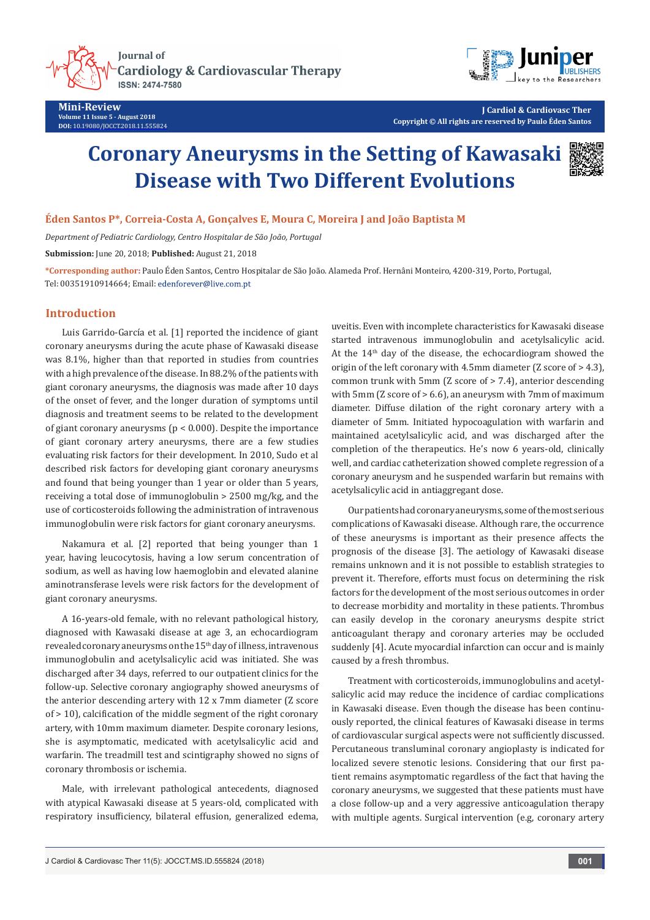**Mini-Review**
Volume 11 Issue 5 - August 2018
DOI: 10.19080/JOCCT.2018.11.555824

J Cardiol & Cardiovasc Ther
Copyright © All rights are reserved by Paulo Éden Santos

# Coronary Aneurysms in the Setting of Kawasaki Disease with Two Different Evolutions

**Éden Santos P*, Correia-Costa A, Gonçalves E, Moura C, Moreira J and João Baptista M**

*Department of Pediatric Cardiology, Centro Hospitalar de São João, Portugal*

**Submission:** June 20, 2018; **Published:** August 21, 2018

***Corresponding author:** Paulo Éden Santos, Centro Hospitalar de São João. Alameda Prof. Hernâni Monteiro, 4200-319, Porto, Portugal, Tel: 00351910914664; Email: edenforever@live.com.pt

## Introduction

Luis Garrido-García et al. [1] reported the incidence of giant coronary aneurysms during the acute phase of Kawasaki disease was 8.1%, higher than that reported in studies from countries with a high prevalence of the disease. In 88.2% of the patients with giant coronary aneurysms, the diagnosis was made after 10 days of the onset of fever, and the longer duration of symptoms until diagnosis and treatment seems to be related to the development of giant coronary aneurysms ($p < 0.000$). Despite the importance of giant coronary artery aneurysms, there are a few studies evaluating risk factors for their development. In 2010, Sudo et al described risk factors for developing giant coronary aneurysms and found that being younger than 1 year or older than 5 years, receiving a total dose of immunoglobulin > 2500 mg/kg, and the use of corticosteroids following the administration of intravenous immunoglobulin were risk factors for giant coronary aneurysms.

Nakamura et al. [2] reported that being younger than 1 year, having leucocytosis, having a low serum concentration of sodium, as well as having low haemoglobin and elevated alanine aminotransferase levels were risk factors for the development of giant coronary aneurysms.

A 16-years-old female, with no relevant pathological history, diagnosed with Kawasaki disease at age 3, an echocardiogram revealed coronary aneurysms on the 15th day of illness, intravenous immunoglobulin and acetylsalicylic acid was initiated. She was discharged after 34 days, referred to our outpatient clinics for the follow-up. Selective coronary angiography showed aneurysms of the anterior descending artery with 12 x 7mm diameter (Z score of > 10), calcification of the middle segment of the right coronary artery, with 10mm maximum diameter. Despite coronary lesions, she is asymptomatic, medicated with acetylsalicylic and warfarin. The treadmill test and scintigraphy showed no signs of coronary thrombosis or ischemia.

Male, with irrelevant pathological antecedents, diagnosed with atypical Kawasaki disease at 5 years-old, complicated with respiratory insufficiency, bilateral effusion, generalized edema, uveitis. Even with incomplete characteristics for Kawasaki disease started intravenous immunoglobulin and acetylsalicylic acid. At the 14th day of the disease, the echocardiogram showed the origin of the left coronary with 4.5mm diameter (Z score of > 4.3), common trunk with 5mm (Z score of > 7.4), anterior descending with 5mm (Z score of > 6.6), an aneurysm with 7mm of maximum diameter. Diffuse dilation of the right coronary artery with a diameter of 5mm. Initiated hypocoagulation with warfarin and maintained acetylsalicylic acid, and was discharged after the completion of the therapeutics. He's now 6 years-old, clinically well, and cardiac catheterization showed complete regression of a coronary aneurysm and he suspended warfarin but remains with acetylsalicylic acid in antiaggregant dose.

Our patients had coronary aneurysms, some of the most serious complications of Kawasaki disease. Although rare, the occurrence of these aneurysms is important as their presence affects the prognosis of the disease [3]. The aetiology of Kawasaki disease remains unknown and it is not possible to establish strategies to prevent it. Therefore, efforts must focus on determining the risk factors for the development of the most serious outcomes in order to decrease morbidity and mortality in these patients. Thrombus can easily develop in the coronary aneurysms despite strict anticoagulant therapy and coronary arteries may be occluded suddenly [4]. Acute myocardial infarction can occur and is mainly caused by a fresh thrombus.

Treatment with corticosteroids, immunoglobulins and acetylsalicylic acid may reduce the incidence of cardiac complications in Kawasaki disease. Even though the disease has been continuously reported, the clinical features of Kawasaki disease in terms of cardiovascular surgical aspects were not sufficiently discussed. Percutaneous transluminal coronary angioplasty is indicated for localized severe stenotic lesions. Considering that our first patient remains asymptomatic regardless of the fact that having the coronary aneurysms, we suggested that these patients must have a close follow-up and a very aggressive anticoagulation therapy with multiple agents. Surgical intervention (e.g, coronary artery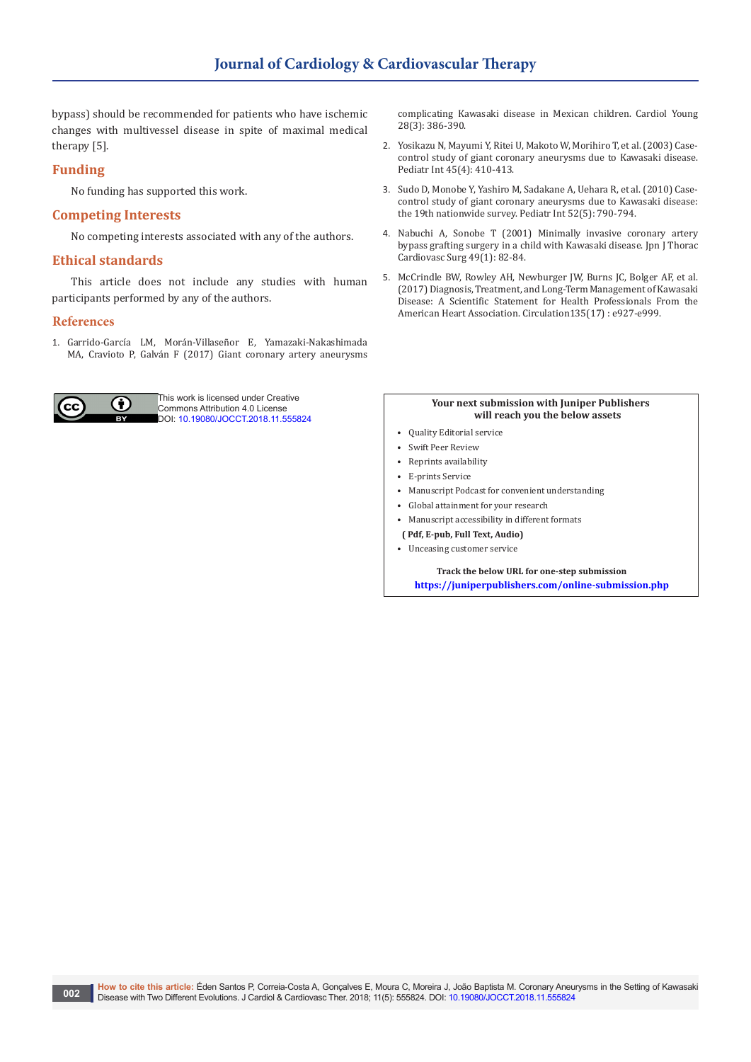bypass) should be recommended for patients who have ischemic changes with multivessel disease in spite of maximal medical therapy [5].

## Funding

No funding has supported this work.

## Competing Interests

No competing interests associated with any of the authors.

## Ethical standards

This article does not include any studies with human participants performed by any of the authors.

## References

1. Garrido-García LM, Morán-Villaseñor E, Yamazaki-Nakashimada MA, Cravioto P, Galván F (2017) Giant coronary artery aneurysms complicating Kawasaki disease in Mexican children. Cardiol Young 28(3): 386-390.
2. Yosikazu N, Mayumi Y, Ritei U, Makoto W, Morihiro T, et al. (2003) Case-control study of giant coronary aneurysms due to Kawasaki disease. Pediatr Int 45(4): 410-413.
3. Sudo D, Monobe Y, Yashiro M, Sadakane A, Uehara R, et al. (2010) Case-control study of giant coronary aneurysms due to Kawasaki disease: the 19th nationwide survey. Pediatr Int 52(5): 790-794.
4. Nabuchi A, Sonobe T (2001) Minimally invasive coronary artery bypass grafting surgery in a child with Kawasaki disease. Jpn J Thorac Cardiovasc Surg 49(1): 82-84.
5. McCrindle BW, Rowley AH, Newburger JW, Burns JC, Bolger AF, et al. (2017) Diagnosis, Treatment, and Long-Term Management of Kawasaki Disease: A Scientific Statement for Health Professionals From the American Heart Association. Circulation135(17) : e927-e999.

This work is licensed under Creative Commons Attribution 4.0 License
DOI: 10.19080/JOCCT.2018.11.555824

**Your next submission with Juniper Publishers will reach you the below assets**

- Quality Editorial service
- Swift Peer Review
- Reprints availability
- E-prints Service
- Manuscript Podcast for convenient understanding
- Global attainment for your research
- Manuscript accessibility in different formats

**( Pdf, E-pub, Full Text, Audio)**

- Unceasing customer service

**Track the below URL for one-step submission**
**https://juniperpublishers.com/online-submission.php**

**How to cite this article:** Éden Santos P, Correia-Costa A, Gonçalves E, Moura C, Moreira J, João Baptista M. Coronary Aneurysms in the Setting of Kawasaki Disease with Two Different Evolutions. J Cardiol & Cardiovasc Ther. 2018; 11(5): 555824. DOI: 10.19080/JOCCT.2018.11.555824